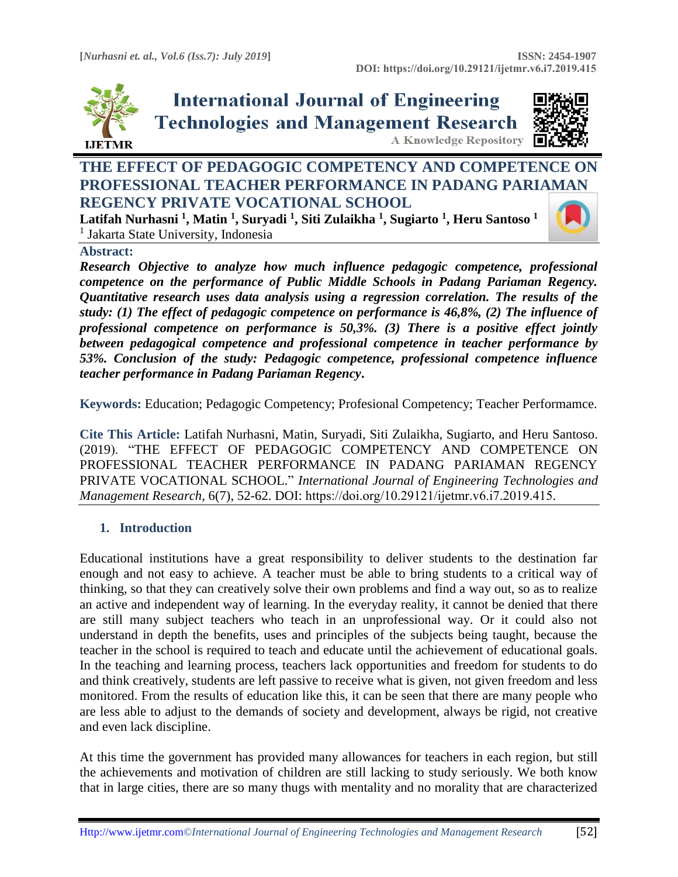# THE EFFECT OF PEDAGOGIC COMPETENCY AND COMPETENCE ON PROFESSIONAL TEACHER PERFORMANCE IN PADANG PARIAMAN REGENCY PRIVATE VOCATIONAL SCHOOL

**Latifah Nurhasni [1], Matin [1], Suryadi [1], Siti Zulaikha [1], Sugiarto [1], Heru Santoso [1]**

[1] Jakarta State University, Indonesia

**Abstract:**

***Research Objective to analyze how much influence pedagogic competence, professional competence on the performance of Public Middle Schools in Padang Pariaman Regency. Quantitative research uses data analysis using a regression correlation. The results of the study: (1) The effect of pedagogic competence on performance is 46,8%, (2) The influence of professional competence on performance is 50,3%. (3) There is a positive effect jointly between pedagogical competence and professional competence in teacher performance by 53%. Conclusion of the study: Pedagogic competence, professional competence influence teacher performance in Padang Pariaman Regency.***

**Keywords:** Education; Pedagogic Competency; Profesional Competency; Teacher Performamce.

**Cite This Article:** Latifah Nurhasni, Matin, Suryadi, Siti Zulaikha, Sugiarto, and Heru Santoso. (2019). "THE EFFECT OF PEDAGOGIC COMPETENCY AND COMPETENCE ON PROFESSIONAL TEACHER PERFORMANCE IN PADANG PARIAMAN REGENCY PRIVATE VOCATIONAL SCHOOL." *International Journal of Engineering Technologies and Management Research*, 6(7), 52-62. DOI: https://doi.org/10.29121/ijetmr.v6.i7.2019.415.

## 1. Introduction

Educational institutions have a great responsibility to deliver students to the destination far enough and not easy to achieve. A teacher must be able to bring students to a critical way of thinking, so that they can creatively solve their own problems and find a way out, so as to realize an active and independent way of learning. In the everyday reality, it cannot be denied that there are still many subject teachers who teach in an unprofessional way. Or it could also not understand in depth the benefits, uses and principles of the subjects being taught, because the teacher in the school is required to teach and educate until the achievement of educational goals. In the teaching and learning process, teachers lack opportunities and freedom for students to do and think creatively, students are left passive to receive what is given, not given freedom and less monitored. From the results of education like this, it can be seen that there are many people who are less able to adjust to the demands of society and development, always be rigid, not creative and even lack discipline.

At this time the government has provided many allowances for teachers in each region, but still the achievements and motivation of children are still lacking to study seriously. We both know that in large cities, there are so many thugs with mentality and no morality that are characterized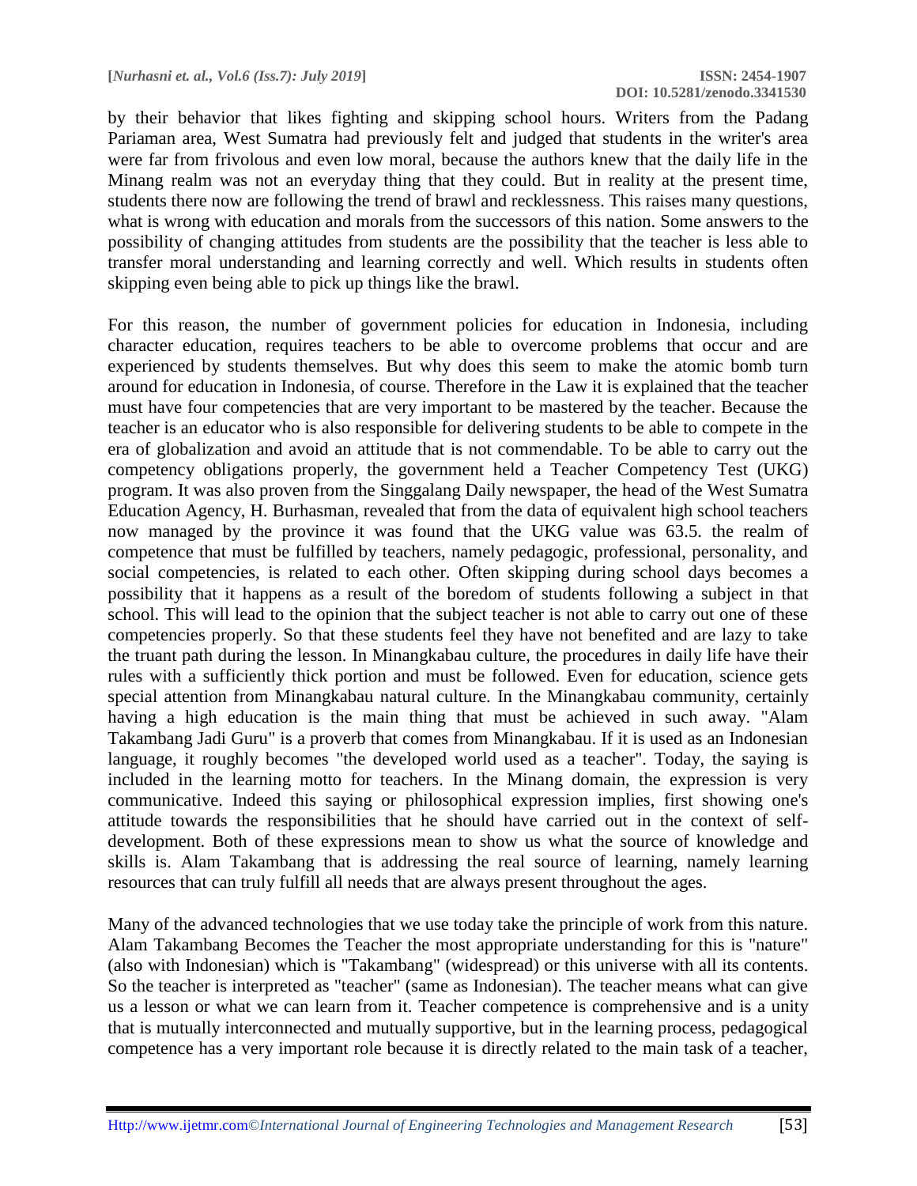by their behavior that likes fighting and skipping school hours. Writers from the Padang Pariaman area, West Sumatra had previously felt and judged that students in the writer's area were far from frivolous and even low moral, because the authors knew that the daily life in the Minang realm was not an everyday thing that they could. But in reality at the present time, students there now are following the trend of brawl and recklessness. This raises many questions, what is wrong with education and morals from the successors of this nation. Some answers to the possibility of changing attitudes from students are the possibility that the teacher is less able to transfer moral understanding and learning correctly and well. Which results in students often skipping even being able to pick up things like the brawl.

For this reason, the number of government policies for education in Indonesia, including character education, requires teachers to be able to overcome problems that occur and are experienced by students themselves. But why does this seem to make the atomic bomb turn around for education in Indonesia, of course. Therefore in the Law it is explained that the teacher must have four competencies that are very important to be mastered by the teacher. Because the teacher is an educator who is also responsible for delivering students to be able to compete in the era of globalization and avoid an attitude that is not commendable. To be able to carry out the competency obligations properly, the government held a Teacher Competency Test (UKG) program. It was also proven from the Singgalang Daily newspaper, the head of the West Sumatra Education Agency, H. Burhasman, revealed that from the data of equivalent high school teachers now managed by the province it was found that the UKG value was 63.5. the realm of competence that must be fulfilled by teachers, namely pedagogic, professional, personality, and social competencies, is related to each other. Often skipping during school days becomes a possibility that it happens as a result of the boredom of students following a subject in that school. This will lead to the opinion that the subject teacher is not able to carry out one of these competencies properly. So that these students feel they have not benefited and are lazy to take the truant path during the lesson. In Minangkabau culture, the procedures in daily life have their rules with a sufficiently thick portion and must be followed. Even for education, science gets special attention from Minangkabau natural culture. In the Minangkabau community, certainly having a high education is the main thing that must be achieved in such away. "Alam Takambang Jadi Guru" is a proverb that comes from Minangkabau. If it is used as an Indonesian language, it roughly becomes "the developed world used as a teacher". Today, the saying is included in the learning motto for teachers. In the Minang domain, the expression is very communicative. Indeed this saying or philosophical expression implies, first showing one's attitude towards the responsibilities that he should have carried out in the context of self-development. Both of these expressions mean to show us what the source of knowledge and skills is. Alam Takambang that is addressing the real source of learning, namely learning resources that can truly fulfill all needs that are always present throughout the ages.

Many of the advanced technologies that we use today take the principle of work from this nature. Alam Takambang Becomes the Teacher the most appropriate understanding for this is "nature" (also with Indonesian) which is "Takambang" (widespread) or this universe with all its contents. So the teacher is interpreted as "teacher" (same as Indonesian). The teacher means what can give us a lesson or what we can learn from it. Teacher competence is comprehensive and is a unity that is mutually interconnected and mutually supportive, but in the learning process, pedagogical competence has a very important role because it is directly related to the main task of a teacher,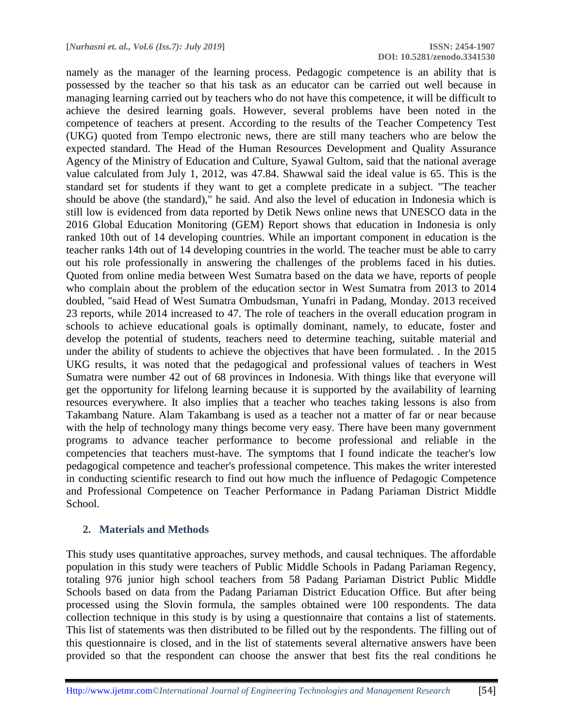namely as the manager of the learning process. Pedagogic competence is an ability that is possessed by the teacher so that his task as an educator can be carried out well because in managing learning carried out by teachers who do not have this competence, it will be difficult to achieve the desired learning goals. However, several problems have been noted in the competence of teachers at present. According to the results of the Teacher Competency Test (UKG) quoted from Tempo electronic news, there are still many teachers who are below the expected standard. The Head of the Human Resources Development and Quality Assurance Agency of the Ministry of Education and Culture, Syawal Gultom, said that the national average value calculated from July 1, 2012, was 47.84. Shawwal said the ideal value is 65. This is the standard set for students if they want to get a complete predicate in a subject. "The teacher should be above (the standard)," he said. And also the level of education in Indonesia which is still low is evidenced from data reported by Detik News online news that UNESCO data in the 2016 Global Education Monitoring (GEM) Report shows that education in Indonesia is only ranked 10th out of 14 developing countries. While an important component in education is the teacher ranks 14th out of 14 developing countries in the world. The teacher must be able to carry out his role professionally in answering the challenges of the problems faced in his duties. Quoted from online media between West Sumatra based on the data we have, reports of people who complain about the problem of the education sector in West Sumatra from 2013 to 2014 doubled, "said Head of West Sumatra Ombudsman, Yunafri in Padang, Monday. 2013 received 23 reports, while 2014 increased to 47. The role of teachers in the overall education program in schools to achieve educational goals is optimally dominant, namely, to educate, foster and develop the potential of students, teachers need to determine teaching, suitable material and under the ability of students to achieve the objectives that have been formulated. . In the 2015 UKG results, it was noted that the pedagogical and professional values of teachers in West Sumatra were number 42 out of 68 provinces in Indonesia. With things like that everyone will get the opportunity for lifelong learning because it is supported by the availability of learning resources everywhere. It also implies that a teacher who teaches taking lessons is also from Takambang Nature. Alam Takambang is used as a teacher not a matter of far or near because with the help of technology many things become very easy. There have been many government programs to advance teacher performance to become professional and reliable in the competencies that teachers must-have. The symptoms that I found indicate the teacher's low pedagogical competence and teacher's professional competence. This makes the writer interested in conducting scientific research to find out how much the influence of Pedagogic Competence and Professional Competence on Teacher Performance in Padang Pariaman District Middle School.

## 2. Materials and Methods

This study uses quantitative approaches, survey methods, and causal techniques. The affordable population in this study were teachers of Public Middle Schools in Padang Pariaman Regency, totaling 976 junior high school teachers from 58 Padang Pariaman District Public Middle Schools based on data from the Padang Pariaman District Education Office. But after being processed using the Slovin formula, the samples obtained were 100 respondents. The data collection technique in this study is by using a questionnaire that contains a list of statements. This list of statements was then distributed to be filled out by the respondents. The filling out of this questionnaire is closed, and in the list of statements several alternative answers have been provided so that the respondent can choose the answer that best fits the real conditions he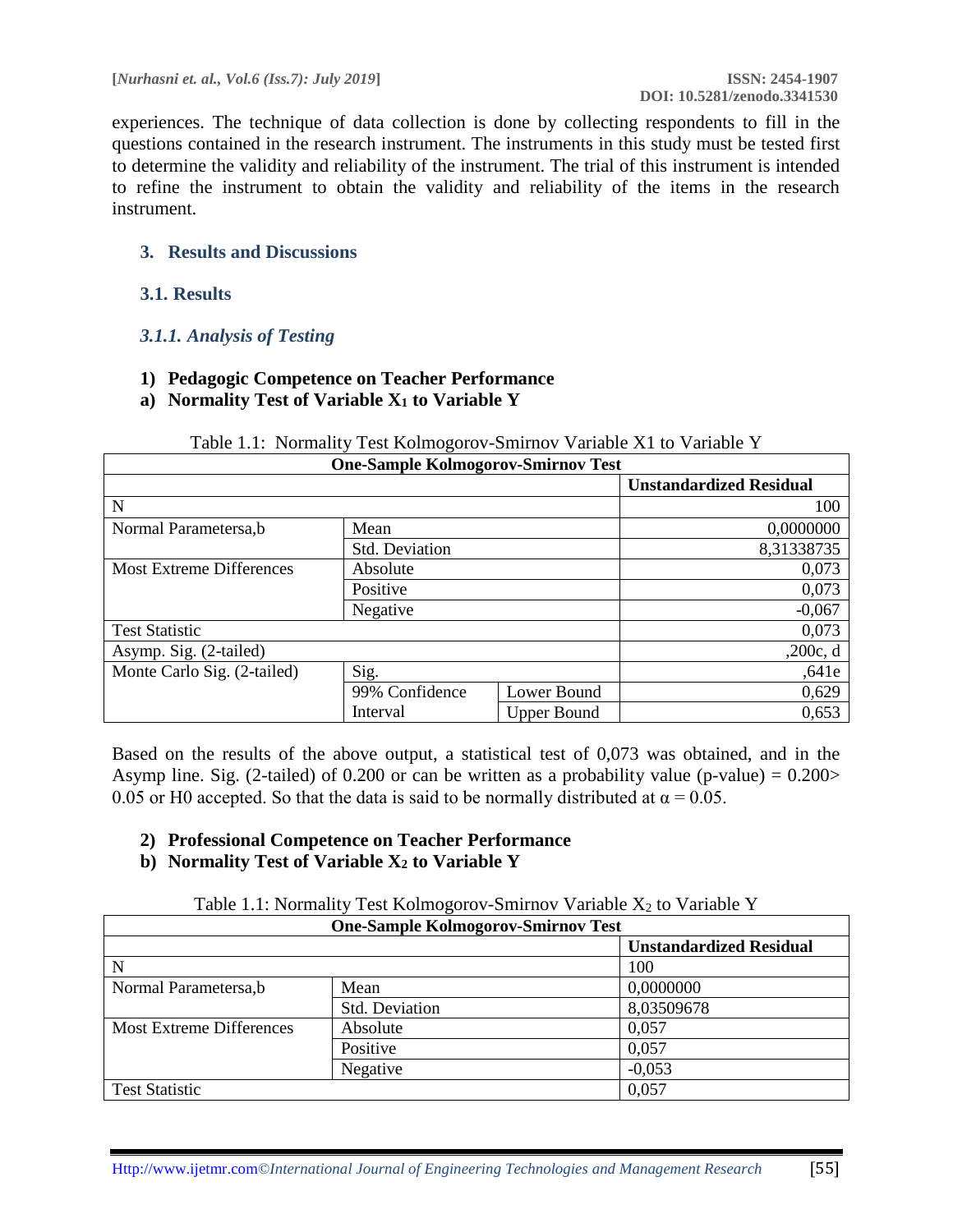experiences. The technique of data collection is done by collecting respondents to fill in the questions contained in the research instrument. The instruments in this study must be tested first to determine the validity and reliability of the instrument. The trial of this instrument is intended to refine the instrument to obtain the validity and reliability of the items in the research instrument.

## 3. Results and Discussions

### 3.1. Results

### *3.1.1. Analysis of Testing*

**1) Pedagogic Competence on Teacher Performance**

**a) Normality Test of Variable $X_1$ to Variable Y**

Table 1.1: Normality Test Kolmogorov-Smirnov Variable X1 to Variable Y

| One-Sample Kolmogorov-Smirnov Test | | | |
|---|---|---|---|
| | | | **Unstandardized Residual** |
| N | | | 100 |
| Normal Parametersa,b | Mean | | 0,0000000 |
| | Std. Deviation | | 8,31338735 |
| Most Extreme Differences | Absolute | | 0,073 |
| | Positive | | 0,073 |
| | Negative | | -0,067 |
| Test Statistic | | | 0,073 |
| Asymp. Sig. (2-tailed) | | | ,200c, d |
| Monte Carlo Sig. (2-tailed) | Sig. | | ,641e |
| | 99% Confidence Interval | Lower Bound | 0,629 |
| | | Upper Bound | 0,653 |

Based on the results of the above output, a statistical test of 0,073 was obtained, and in the Asymp line. Sig. (2-tailed) of 0.200 or can be written as a probability value (p-value) = 0.200> 0.05 or H0 accepted. So that the data is said to be normally distributed at $\alpha = 0.05$.

**2) Professional Competence on Teacher Performance**

**b) Normality Test of Variable $X_2$ to Variable Y**

Table 1.1: Normality Test Kolmogorov-Smirnov Variable $X_2$ to Variable Y

| One-Sample Kolmogorov-Smirnov Test | | |
|---|---|---|
| | | **Unstandardized Residual** |
| N | | 100 |
| Normal Parametersa,b | Mean | 0,0000000 |
| | Std. Deviation | 8,03509678 |
| Most Extreme Differences | Absolute | 0,057 |
| | Positive | 0,057 |
| | Negative | -0,053 |
| Test Statistic | | 0,057 |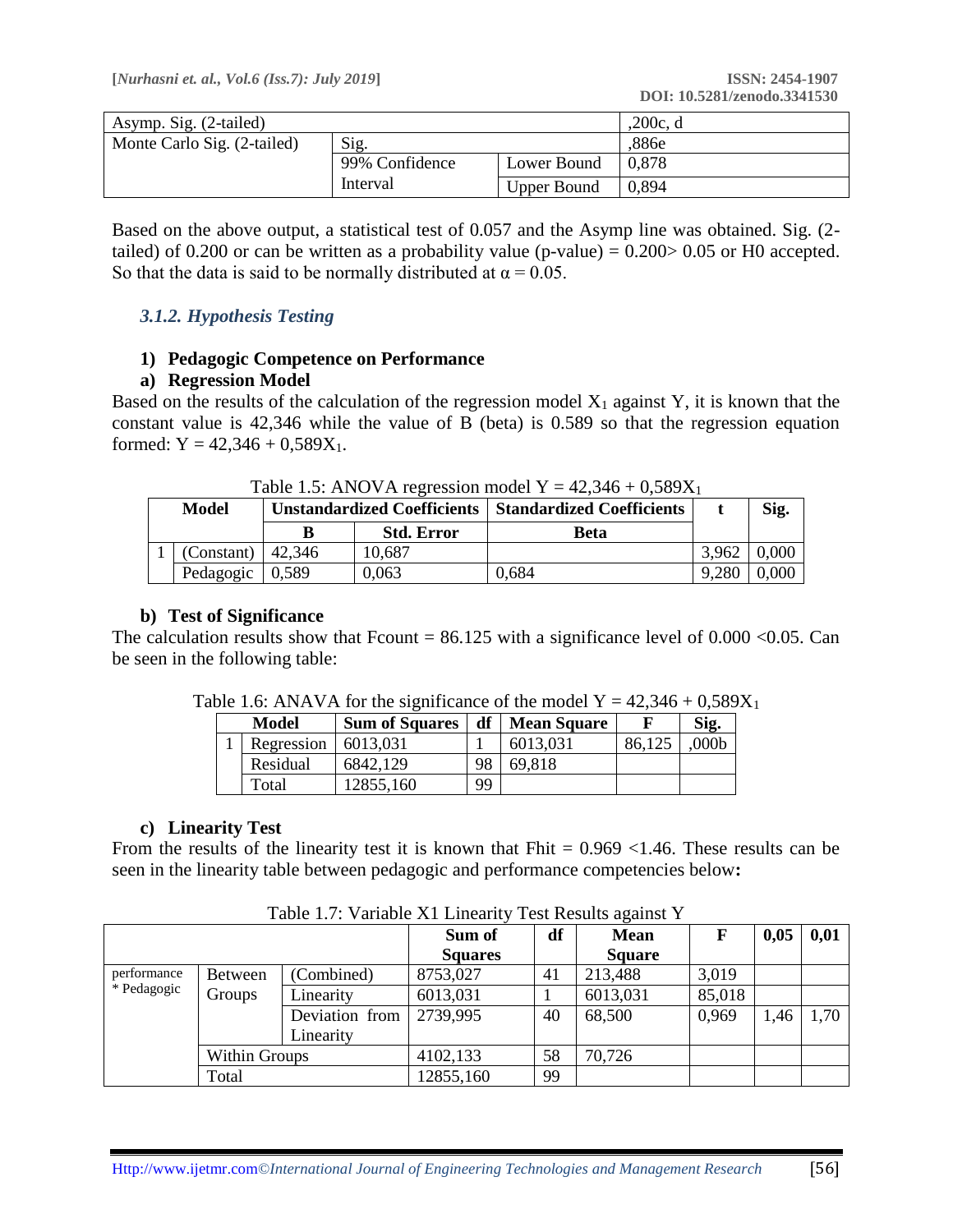| Asymp. Sig. (2-tailed) | | | ,200c, d |
|---|---|---|---|
| Monte Carlo Sig. (2-tailed) | Sig. | | ,886e |
| | 99% Confidence Interval | Lower Bound | 0,878 |
| | | Upper Bound | 0,894 |

Based on the above output, a statistical test of 0.057 and the Asymp line was obtained. Sig. (2-tailed) of 0.200 or can be written as a probability value (p-value) = 0.200> 0.05 or H0 accepted. So that the data is said to be normally distributed at $\alpha = 0.05$.

### *3.1.2. Hypothesis Testing*

**1) Pedagogic Competence on Performance**

**a) Regression Model**

Based on the results of the calculation of the regression model $X_1$ against Y, it is known that the constant value is 42,346 while the value of B (beta) is 0.589 so that the regression equation formed: $Y = 42{,}346 + 0{,}589X_1$.

Table 1.5: ANOVA regression model $Y = 42{,}346 + 0{,}589X_1$

| Model | | Unstandardized Coefficients | | Standardized Coefficients | t | Sig. |
|---|---|---|---|---|---|---|
| | | B | Std. Error | Beta | | |
| 1 | (Constant) | 42,346 | 10,687 | | 3,962 | 0,000 |
| | Pedagogic | 0,589 | 0,063 | 0,684 | 9,280 | 0,000 |

**b) Test of Significance**

The calculation results show that Fcount = 86.125 with a significance level of 0.000 <0.05. Can be seen in the following table:

Table 1.6: ANAVA for the significance of the model $Y = 42{,}346 + 0{,}589X_1$

| Model | | Sum of Squares | df | Mean Square | F | Sig. |
|---|---|---|---|---|---|---|
| 1 | Regression | 6013,031 | 1 | 6013,031 | 86,125 | ,000b |
| | Residual | 6842,129 | 98 | 69,818 | | |
| | Total | 12855,160 | 99 | | | |

**c) Linearity Test**

From the results of the linearity test it is known that Fhit = 0.969 <1.46. These results can be seen in the linearity table between pedagogic and performance competencies below**:**

Table 1.7: Variable X1 Linearity Test Results against Y

| | | | Sum of Squares | df | Mean Square | F | 0,05 | 0,01 |
|---|---|---|---|---|---|---|---|---|
| performance * Pedagogic | Between Groups | (Combined) | 8753,027 | 41 | 213,488 | 3,019 | | |
| | | Linearity | 6013,031 | 1 | 6013,031 | 85,018 | | |
| | | Deviation from Linearity | 2739,995 | 40 | 68,500 | 0,969 | 1,46 | 1,70 |
| | Within Groups | | 4102,133 | 58 | 70,726 | | | |
| | Total | | 12855,160 | 99 | | | | |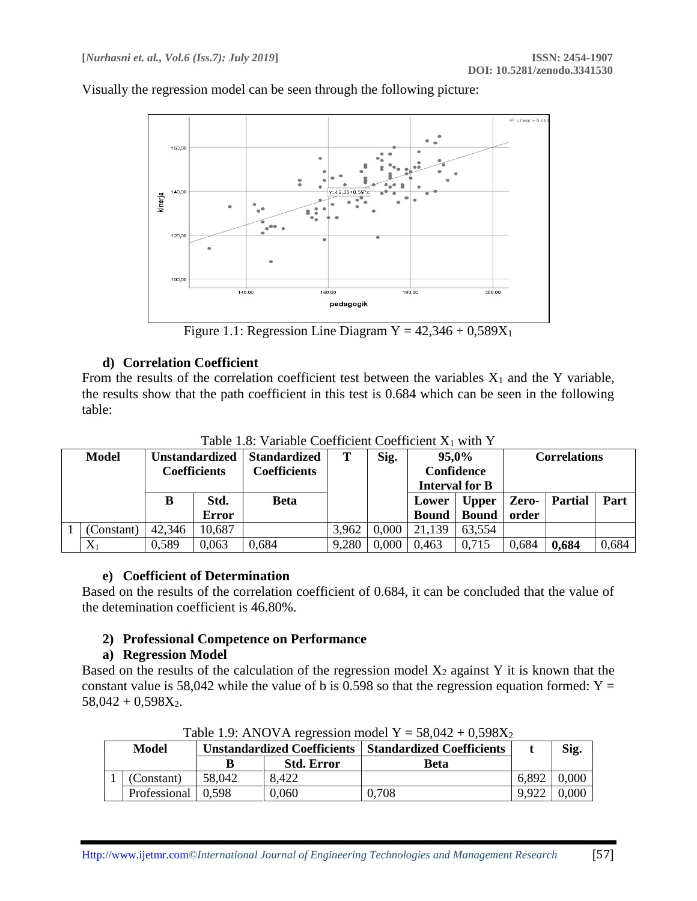Visually the regression model can be seen through the following picture:

Figure 1.1: Regression Line Diagram $Y = 42{,}346 + 0{,}589X_1$

### d) Correlation Coefficient

From the results of the correlation coefficient test between the variables $X_1$ and the Y variable, the results show that the path coefficient in this test is 0.684 which can be seen in the following table:

Table 1.8: Variable Coefficient Coefficient $X_1$ with Y

| Model | | Unstandardized Coefficients | | Standardized Coefficients | T | Sig. | 95,0% Confidence Interval for B | | Correlations | | |
|---|---|---|---|---|---|---|---|---|---|---|---|
| | | B | Std. Error | Beta | | | Lower Bound | Upper Bound | Zero-order | Partial | Part |
| 1 | (Constant) | 42,346 | 10,687 | | 3,962 | 0,000 | 21,139 | 63,554 | | | |
| | $X_1$ | 0,589 | 0,063 | 0,684 | 9,280 | 0,000 | 0,463 | 0,715 | 0,684 | **0,684** | 0,684 |

### e) Coefficient of Determination

Based on the results of the correlation coefficient of 0.684, it can be concluded that the value of the detemination coefficient is 46.80%.

## 2) Professional Competence on Performance

### a) Regression Model

Based on the results of the calculation of the regression model $X_2$ against Y it is known that the constant value is 58,042 while the value of b is 0.598 so that the regression equation formed: $Y = 58{,}042 + 0{,}598X_2$.

Table 1.9: ANOVA regression model $Y = 58{,}042 + 0{,}598X_2$

| Model | | Unstandardized Coefficients | | Standardized Coefficients | t | Sig. |
|---|---|---|---|---|---|---|
| | | B | Std. Error | Beta | | |
| 1 | (Constant) | 58,042 | 8,422 | | 6,892 | 0,000 |
| | Professional | 0,598 | 0,060 | 0,708 | 9,922 | 0,000 |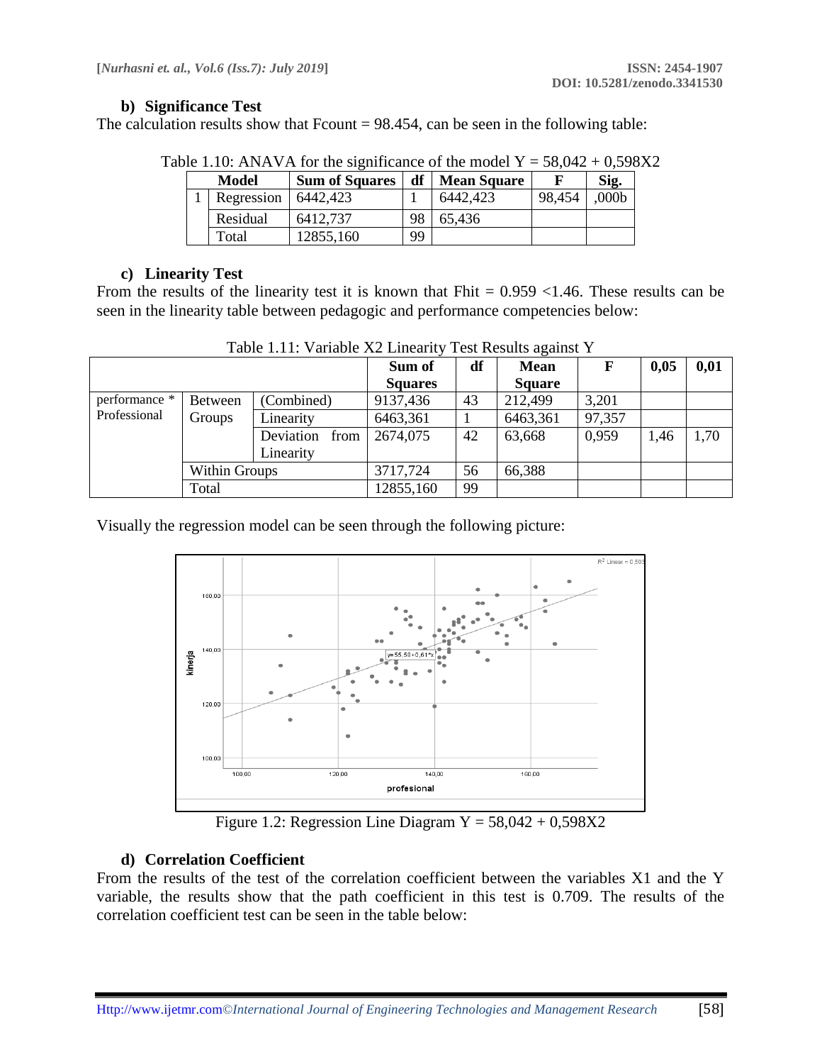### b) Significance Test

The calculation results show that Fcount = 98.454, can be seen in the following table:

Table 1.10: ANAVA for the significance of the model Y = 58,042 + 0,598X2

| | Model | Sum of Squares | df | Mean Square | F | Sig. |
|---|---|---|---|---|---|---|
| 1 | Regression | 6442,423 | 1 | 6442,423 | 98,454 | ,000b |
| | Residual | 6412,737 | 98 | 65,436 | | |
| | Total | 12855,160 | 99 | | | |

### c) Linearity Test

From the results of the linearity test it is known that Fhit = 0.959 <1.46. These results can be seen in the linearity table between pedagogic and performance competencies below:

Table 1.11: Variable X2 Linearity Test Results against Y

| | | | Sum of Squares | df | Mean Square | F | 0,05 | 0,01 |
|---|---|---|---|---|---|---|---|---|
| performance * Professional | Between Groups | (Combined) | 9137,436 | 43 | 212,499 | 3,201 | | |
| | | Linearity | 6463,361 | 1 | 6463,361 | 97,357 | | |
| | | Deviation from Linearity | 2674,075 | 42 | 63,668 | 0,959 | 1,46 | 1,70 |
| | Within Groups | | 3717,724 | 56 | 66,388 | | | |
| | Total | | 12855,160 | 99 | | | | |

Visually the regression model can be seen through the following picture:

Figure 1.2: Regression Line Diagram Y = 58,042 + 0,598X2

### d) Correlation Coefficient

From the results of the test of the correlation coefficient between the variables X1 and the Y variable, the results show that the path coefficient in this test is 0.709. The results of the correlation coefficient test can be seen in the table below: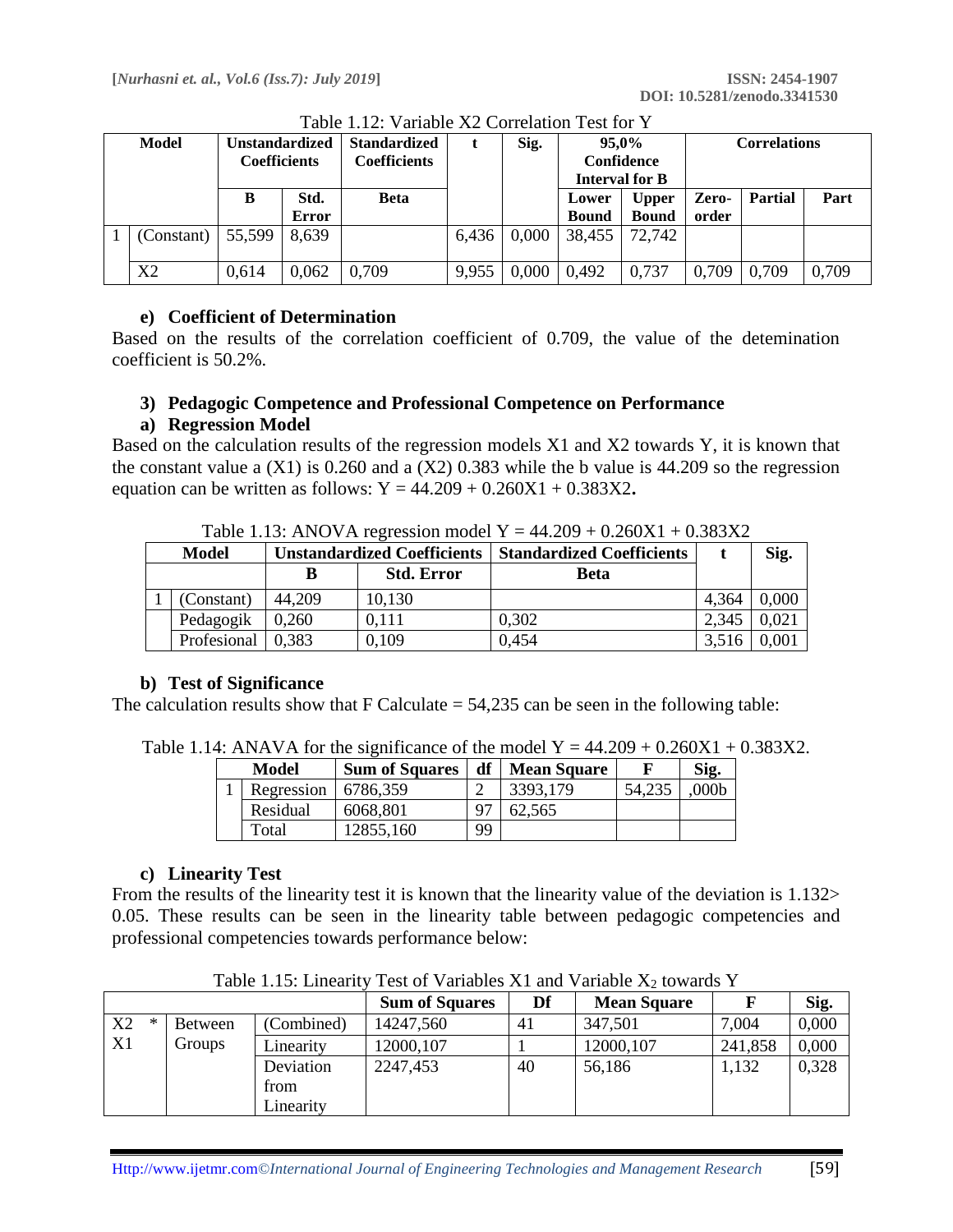Table 1.12: Variable X2 Correlation Test for Y

| Model | | Unstandardized Coefficients | | Standardized Coefficients | t | Sig. | 95,0% Confidence Interval for B | | Correlations | | |
|---|---|---|---|---|---|---|---|---|---|---|---|
| | | B | Std. Error | Beta | | | Lower Bound | Upper Bound | Zero-order | Partial | Part |
| 1 | (Constant) | 55,599 | 8,639 | | 6,436 | 0,000 | 38,455 | 72,742 | | | |
| | X2 | 0,614 | 0,062 | 0,709 | 9,955 | 0,000 | 0,492 | 0,737 | 0,709 | 0,709 | 0,709 |

#### e) Coefficient of Determination

Based on the results of the correlation coefficient of 0.709, the value of the detemination coefficient is 50.2%.

### 3) Pedagogic Competence and Professional Competence on Performance

#### a) Regression Model

Based on the calculation results of the regression models X1 and X2 towards Y, it is known that the constant value a (X1) is 0.260 and a (X2) 0.383 while the b value is 44.209 so the regression equation can be written as follows: $Y = 44.209 + 0.260X1 + 0.383X2$**.**

Table 1.13: ANOVA regression model $Y = 44.209 + 0.260X1 + 0.383X2$

| Model | | Unstandardized Coefficients | | Standardized Coefficients | t | Sig. |
|---|---|---|---|---|---|---|
| | | B | Std. Error | Beta | | |
| 1 | (Constant) | 44,209 | 10,130 | | 4,364 | 0,000 |
| | Pedagogik | 0,260 | 0,111 | 0,302 | 2,345 | 0,021 |
| | Profesional | 0,383 | 0,109 | 0,454 | 3,516 | 0,001 |

#### b) Test of Significance

The calculation results show that F Calculate = 54,235 can be seen in the following table:

Table 1.14: ANAVA for the significance of the model $Y = 44.209 + 0.260X1 + 0.383X2$.

| Model | | Sum of Squares | df | Mean Square | F | Sig. |
|---|---|---|---|---|---|---|
| 1 | Regression | 6786,359 | 2 | 3393,179 | 54,235 | ,000b |
| | Residual | 6068,801 | 97 | 62,565 | | |
| | Total | 12855,160 | 99 | | | |

#### c) Linearity Test

From the results of the linearity test it is known that the linearity value of the deviation is 1.132> 0.05. These results can be seen in the linearity table between pedagogic competencies and professional competencies towards performance below:

Table 1.15: Linearity Test of Variables X1 and Variable $X_2$ towards Y

| | | | Sum of Squares | Df | Mean Square | F | Sig. |
|---|---|---|---|---|---|---|---|
| X2 * X1 | Between Groups | (Combined) | 14247,560 | 41 | 347,501 | 7,004 | 0,000 |
| | | Linearity | 12000,107 | 1 | 12000,107 | 241,858 | 0,000 |
| | | Deviation from Linearity | 2247,453 | 40 | 56,186 | 1,132 | 0,328 |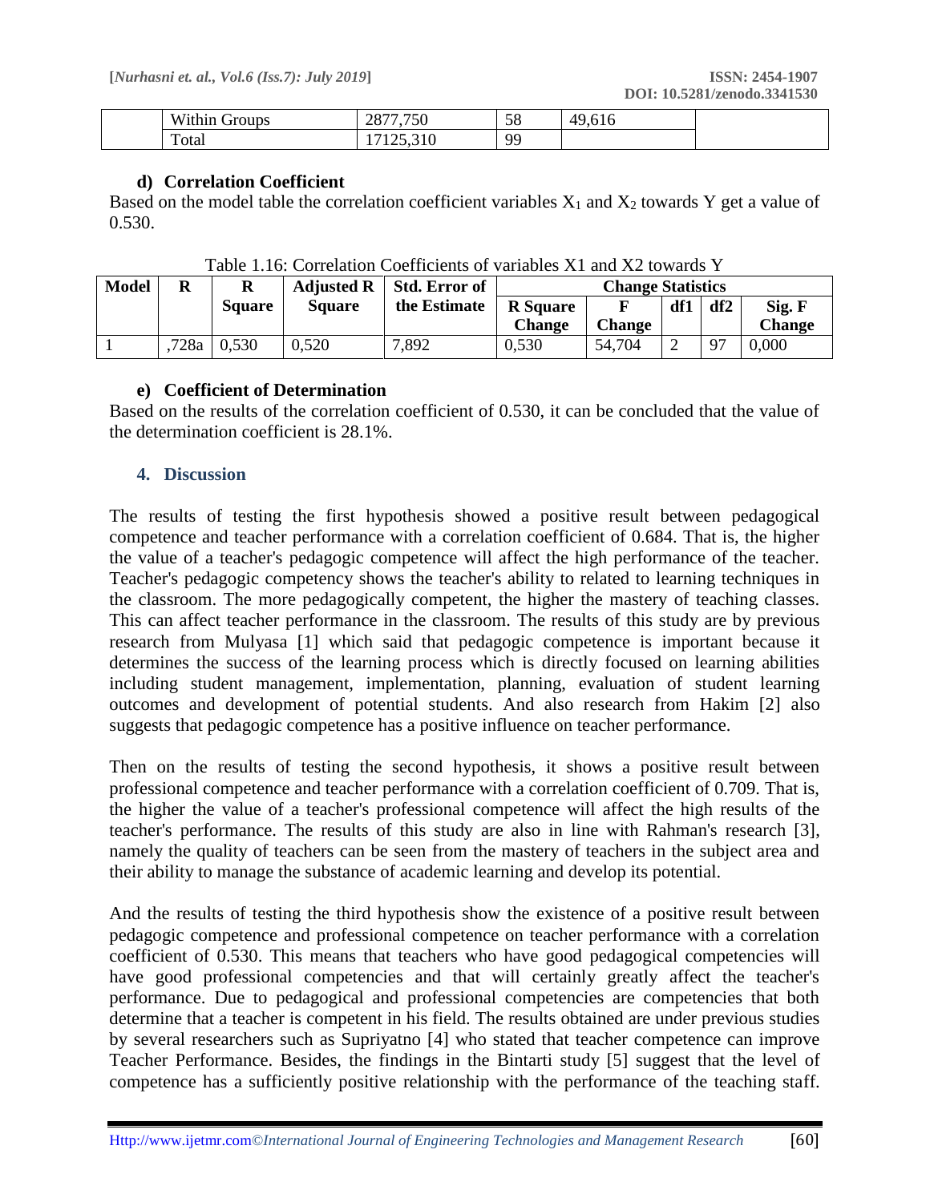|  | Within Groups | 2877,750 | 58 | 49,616 |  |
|---|---|---|---|---|---|
|  | Total | 17125,310 | 99 |  |  |

#### d) Correlation Coefficient

Based on the model table the correlation coefficient variables $X_1$ and $X_2$ towards Y get a value of 0.530.

Table 1.16: Correlation Coefficients of variables X1 and X2 towards Y

| Model | R | R Square | Adjusted R Square | Std. Error of the Estimate | Change Statistics | | | | |
|---|---|---|---|---|---|---|---|---|---|
| | | | | | R Square Change | F Change | df1 | df2 | Sig. F Change |
| 1 | ,728a | 0,530 | 0,520 | 7,892 | 0,530 | 54,704 | 2 | 97 | 0,000 |

#### e) Coefficient of Determination

Based on the results of the correlation coefficient of 0.530, it can be concluded that the value of the determination coefficient is 28.1%.

## 4. Discussion

The results of testing the first hypothesis showed a positive result between pedagogical competence and teacher performance with a correlation coefficient of 0.684. That is, the higher the value of a teacher's pedagogic competence will affect the high performance of the teacher. Teacher's pedagogic competency shows the teacher's ability to related to learning techniques in the classroom. The more pedagogically competent, the higher the mastery of teaching classes. This can affect teacher performance in the classroom. The results of this study are by previous research from Mulyasa [1] which said that pedagogic competence is important because it determines the success of the learning process which is directly focused on learning abilities including student management, implementation, planning, evaluation of student learning outcomes and development of potential students. And also research from Hakim [2] also suggests that pedagogic competence has a positive influence on teacher performance.

Then on the results of testing the second hypothesis, it shows a positive result between professional competence and teacher performance with a correlation coefficient of 0.709. That is, the higher the value of a teacher's professional competence will affect the high results of the teacher's performance. The results of this study are also in line with Rahman's research [3], namely the quality of teachers can be seen from the mastery of teachers in the subject area and their ability to manage the substance of academic learning and develop its potential.

And the results of testing the third hypothesis show the existence of a positive result between pedagogic competence and professional competence on teacher performance with a correlation coefficient of 0.530. This means that teachers who have good pedagogical competencies will have good professional competencies and that will certainly greatly affect the teacher's performance. Due to pedagogical and professional competencies are competencies that both determine that a teacher is competent in his field. The results obtained are under previous studies by several researchers such as Supriyatno [4] who stated that teacher competence can improve Teacher Performance. Besides, the findings in the Bintarti study [5] suggest that the level of competence has a sufficiently positive relationship with the performance of the teaching staff.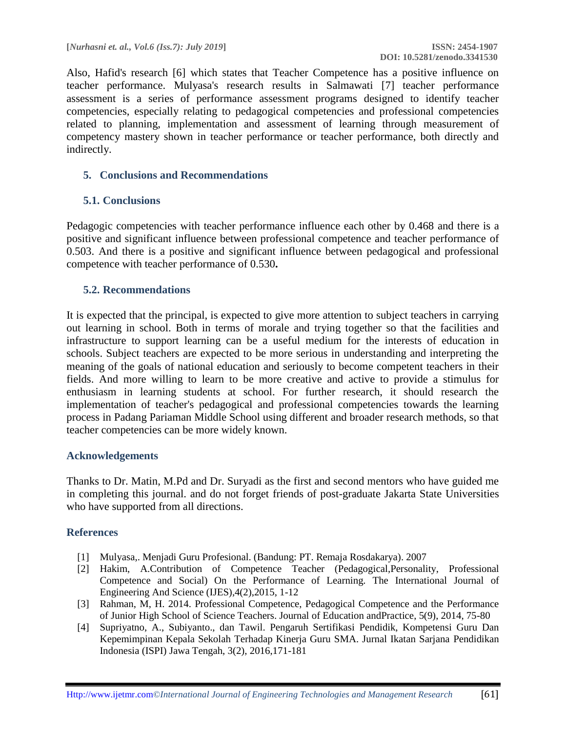Also, Hafid's research [6] which states that Teacher Competence has a positive influence on teacher performance. Mulyasa's research results in Salmawati [7] teacher performance assessment is a series of performance assessment programs designed to identify teacher competencies, especially relating to pedagogical competencies and professional competencies related to planning, implementation and assessment of learning through measurement of competency mastery shown in teacher performance or teacher performance, both directly and indirectly.

## 5. Conclusions and Recommendations

### 5.1. Conclusions

Pedagogic competencies with teacher performance influence each other by 0.468 and there is a positive and significant influence between professional competence and teacher performance of 0.503. And there is a positive and significant influence between pedagogical and professional competence with teacher performance of 0.530**.**

### 5.2. Recommendations

It is expected that the principal, is expected to give more attention to subject teachers in carrying out learning in school. Both in terms of morale and trying together so that the facilities and infrastructure to support learning can be a useful medium for the interests of education in schools. Subject teachers are expected to be more serious in understanding and interpreting the meaning of the goals of national education and seriously to become competent teachers in their fields. And more willing to learn to be more creative and active to provide a stimulus for enthusiasm in learning students at school. For further research, it should research the implementation of teacher's pedagogical and professional competencies towards the learning process in Padang Pariaman Middle School using different and broader research methods, so that teacher competencies can be more widely known.

## Acknowledgements

Thanks to Dr. Matin, M.Pd and Dr. Suryadi as the first and second mentors who have guided me in completing this journal. and do not forget friends of post-graduate Jakarta State Universities who have supported from all directions.

## References

[1] Mulyasa,. Menjadi Guru Profesional. (Bandung: PT. Remaja Rosdakarya). 2007

[2] Hakim, A.Contribution of Competence Teacher (Pedagogical,Personality, Professional Competence and Social) On the Performance of Learning. The International Journal of Engineering And Science (IJES),4(2),2015, 1-12

[3] Rahman, M, H. 2014. Professional Competence, Pedagogical Competence and the Performance of Junior High School of Science Teachers. Journal of Education andPractice, 5(9), 2014, 75-80

[4] Supriyatno, A., Subiyanto., dan Tawil. Pengaruh Sertifikasi Pendidik, Kompetensi Guru Dan Kepemimpinan Kepala Sekolah Terhadap Kinerja Guru SMA. Jurnal Ikatan Sarjana Pendidikan Indonesia (ISPI) Jawa Tengah, 3(2), 2016,171-181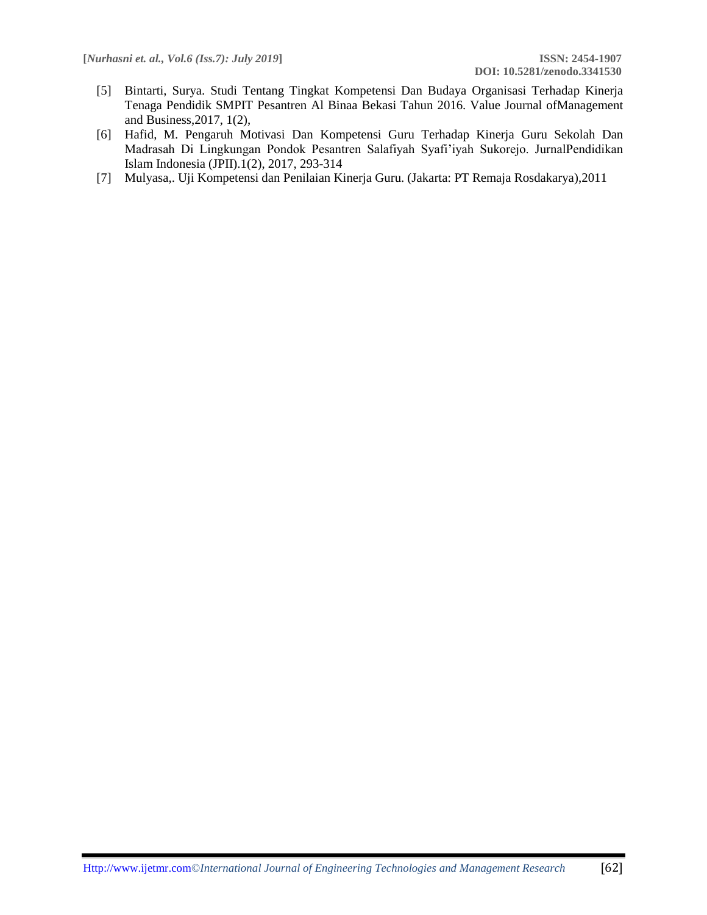[5] Bintarti, Surya. Studi Tentang Tingkat Kompetensi Dan Budaya Organisasi Terhadap Kinerja Tenaga Pendidik SMPIT Pesantren Al Binaa Bekasi Tahun 2016. Value Journal ofManagement and Business,2017, 1(2),

[6] Hafid, M. Pengaruh Motivasi Dan Kompetensi Guru Terhadap Kinerja Guru Sekolah Dan Madrasah Di Lingkungan Pondok Pesantren Salafiyah Syafi'iyah Sukorejo. JurnalPendidikan Islam Indonesia (JPII).1(2), 2017, 293-314

[7] Mulyasa,. Uji Kompetensi dan Penilaian Kinerja Guru. (Jakarta: PT Remaja Rosdakarya),2011